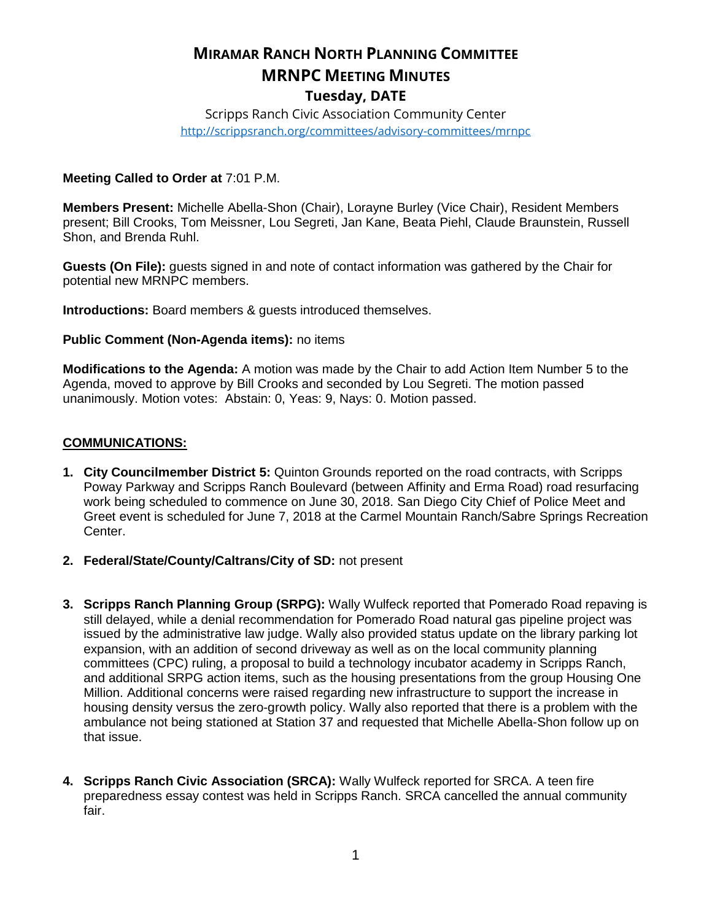# MIRAMAR RANCH NORTH PLANNING COMMITTEE

# MRNPC MEETING MINUTES

## Tuesday, DATE

Scripps Ranch Civic Association Community Center

http://scrippsranch.org/committees/advisory-committees/mrnpc

**Meeting Called to Order at** 7:01 P.M.

**Members Present:** Michelle Abella-Shon (Chair), Lorayne Burley (Vice Chair), Resident Members present; Bill Crooks, Tom Meissner, Lou Segreti, Jan Kane, Beata Piehl, Claude Braunstein, Russell Shon, and Brenda Ruhl.

**Guests (On File):** guests signed in and note of contact information was gathered by the Chair for potential new MRNPC members.

**Introductions:** Board members & guests introduced themselves.

**Public Comment (Non-Agenda items):** no items

**Modifications to the Agenda:** A motion was made by the Chair to add Action Item Number 5 to the Agenda, moved to approve by Bill Crooks and seconded by Lou Segreti. The motion passed unanimously. Motion votes: Abstain: 0, Yeas: 9, Nays: 0. Motion passed.

**COMMUNICATIONS:**

1. **City Councilmember District 5:** Quinton Grounds reported on the road contracts, with Scripps Poway Parkway and Scripps Ranch Boulevard (between Affinity and Erma Road) road resurfacing work being scheduled to commence on June 30, 2018. San Diego City Chief of Police Meet and Greet event is scheduled for June 7, 2018 at the Carmel Mountain Ranch/Sabre Springs Recreation Center.

2. **Federal/State/County/Caltrans/City of SD:** not present

3. **Scripps Ranch Planning Group (SRPG):** Wally Wulfeck reported that Pomerado Road repaving is still delayed, while a denial recommendation for Pomerado Road natural gas pipeline project was issued by the administrative law judge. Wally also provided status update on the library parking lot expansion, with an addition of second driveway as well as on the local community planning committees (CPC) ruling, a proposal to build a technology incubator academy in Scripps Ranch, and additional SRPG action items, such as the housing presentations from the group Housing One Million. Additional concerns were raised regarding new infrastructure to support the increase in housing density versus the zero-growth policy. Wally also reported that there is a problem with the ambulance not being stationed at Station 37 and requested that Michelle Abella-Shon follow up on that issue.

4. **Scripps Ranch Civic Association (SRCA):** Wally Wulfeck reported for SRCA. A teen fire preparedness essay contest was held in Scripps Ranch. SRCA cancelled the annual community fair.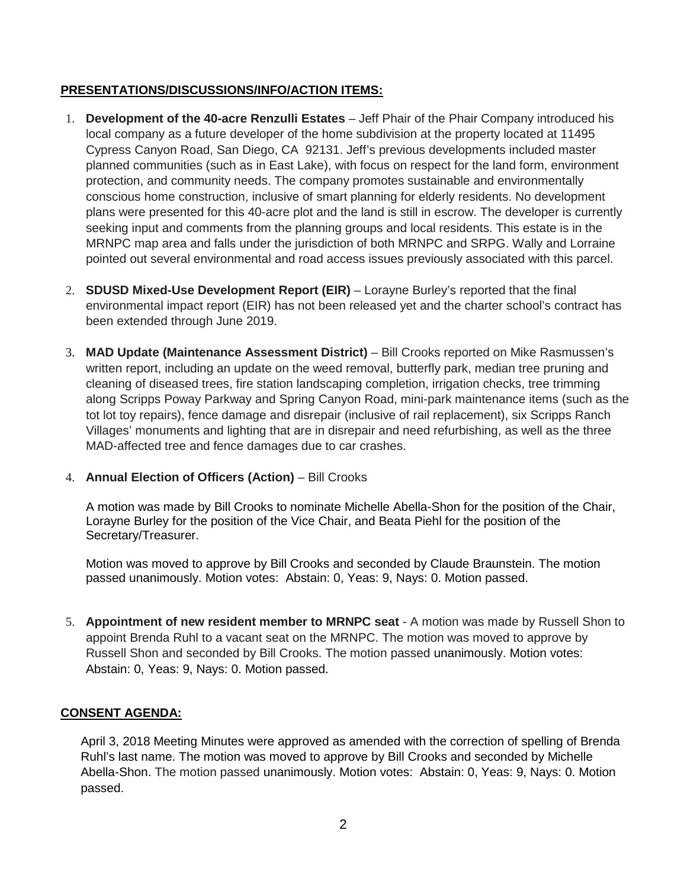## PRESENTATIONS/DISCUSSIONS/INFO/ACTION ITEMS:

1. **Development of the 40-acre Renzulli Estates** – Jeff Phair of the Phair Company introduced his local company as a future developer of the home subdivision at the property located at 11495 Cypress Canyon Road, San Diego, CA 92131. Jeff's previous developments included master planned communities (such as in East Lake), with focus on respect for the land form, environment protection, and community needs. The company promotes sustainable and environmentally conscious home construction, inclusive of smart planning for elderly residents. No development plans were presented for this 40-acre plot and the land is still in escrow. The developer is currently seeking input and comments from the planning groups and local residents. This estate is in the MRNPC map area and falls under the jurisdiction of both MRNPC and SRPG. Wally and Lorraine pointed out several environmental and road access issues previously associated with this parcel.

2. **SDUSD Mixed-Use Development Report (EIR)** – Lorayne Burley's reported that the final environmental impact report (EIR) has not been released yet and the charter school's contract has been extended through June 2019.

3. **MAD Update (Maintenance Assessment District)** – Bill Crooks reported on Mike Rasmussen's written report, including an update on the weed removal, butterfly park, median tree pruning and cleaning of diseased trees, fire station landscaping completion, irrigation checks, tree trimming along Scripps Poway Parkway and Spring Canyon Road, mini-park maintenance items (such as the tot lot toy repairs), fence damage and disrepair (inclusive of rail replacement), six Scripps Ranch Villages' monuments and lighting that are in disrepair and need refurbishing, as well as the three MAD-affected tree and fence damages due to car crashes.

4. **Annual Election of Officers (Action)** – Bill Crooks

   A motion was made by Bill Crooks to nominate Michelle Abella-Shon for the position of the Chair, Lorayne Burley for the position of the Vice Chair, and Beata Piehl for the position of the Secretary/Treasurer.

   Motion was moved to approve by Bill Crooks and seconded by Claude Braunstein. The motion passed unanimously. Motion votes: Abstain: 0, Yeas: 9, Nays: 0. Motion passed.

5. **Appointment of new resident member to MRNPC seat** - A motion was made by Russell Shon to appoint Brenda Ruhl to a vacant seat on the MRNPC. The motion was moved to approve by Russell Shon and seconded by Bill Crooks. The motion passed unanimously. Motion votes: Abstain: 0, Yeas: 9, Nays: 0. Motion passed.

## CONSENT AGENDA:

April 3, 2018 Meeting Minutes were approved as amended with the correction of spelling of Brenda Ruhl's last name. The motion was moved to approve by Bill Crooks and seconded by Michelle Abella-Shon. The motion passed unanimously. Motion votes: Abstain: 0, Yeas: 9, Nays: 0. Motion passed.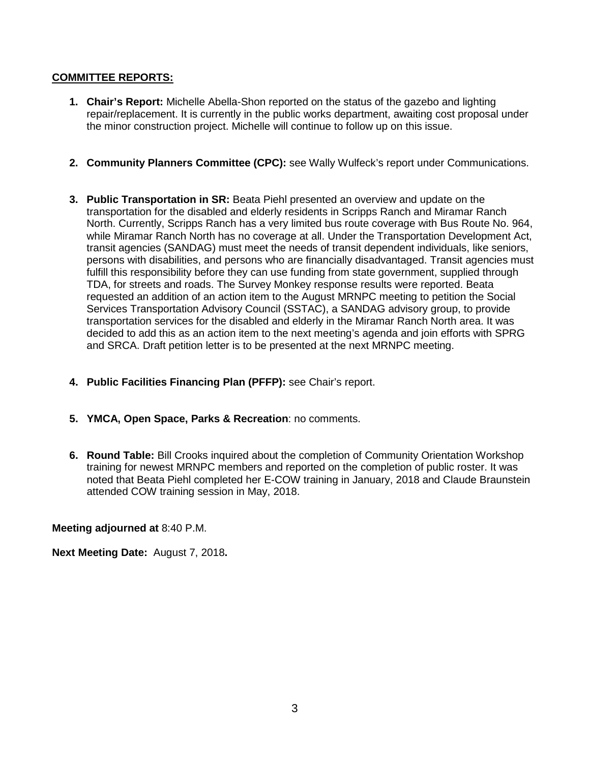**COMMITTEE REPORTS:**

1. **Chair's Report:** Michelle Abella-Shon reported on the status of the gazebo and lighting repair/replacement. It is currently in the public works department, awaiting cost proposal under the minor construction project. Michelle will continue to follow up on this issue.

2. **Community Planners Committee (CPC):** see Wally Wulfeck's report under Communications.

3. **Public Transportation in SR:** Beata Piehl presented an overview and update on the transportation for the disabled and elderly residents in Scripps Ranch and Miramar Ranch North. Currently, Scripps Ranch has a very limited bus route coverage with Bus Route No. 964, while Miramar Ranch North has no coverage at all. Under the Transportation Development Act, transit agencies (SANDAG) must meet the needs of transit dependent individuals, like seniors, persons with disabilities, and persons who are financially disadvantaged. Transit agencies must fulfill this responsibility before they can use funding from state government, supplied through TDA, for streets and roads. The Survey Monkey response results were reported. Beata requested an addition of an action item to the August MRNPC meeting to petition the Social Services Transportation Advisory Council (SSTAC), a SANDAG advisory group, to provide transportation services for the disabled and elderly in the Miramar Ranch North area. It was decided to add this as an action item to the next meeting's agenda and join efforts with SPRG and SRCA. Draft petition letter is to be presented at the next MRNPC meeting.

4. **Public Facilities Financing Plan (PFFP):** see Chair's report.

5. **YMCA, Open Space, Parks & Recreation**: no comments.

6. **Round Table:** Bill Crooks inquired about the completion of Community Orientation Workshop training for newest MRNPC members and reported on the completion of public roster. It was noted that Beata Piehl completed her E-COW training in January, 2018 and Claude Braunstein attended COW training session in May, 2018.

**Meeting adjourned at** 8:40 P.M.

**Next Meeting Date:** August 7, 2018**.**